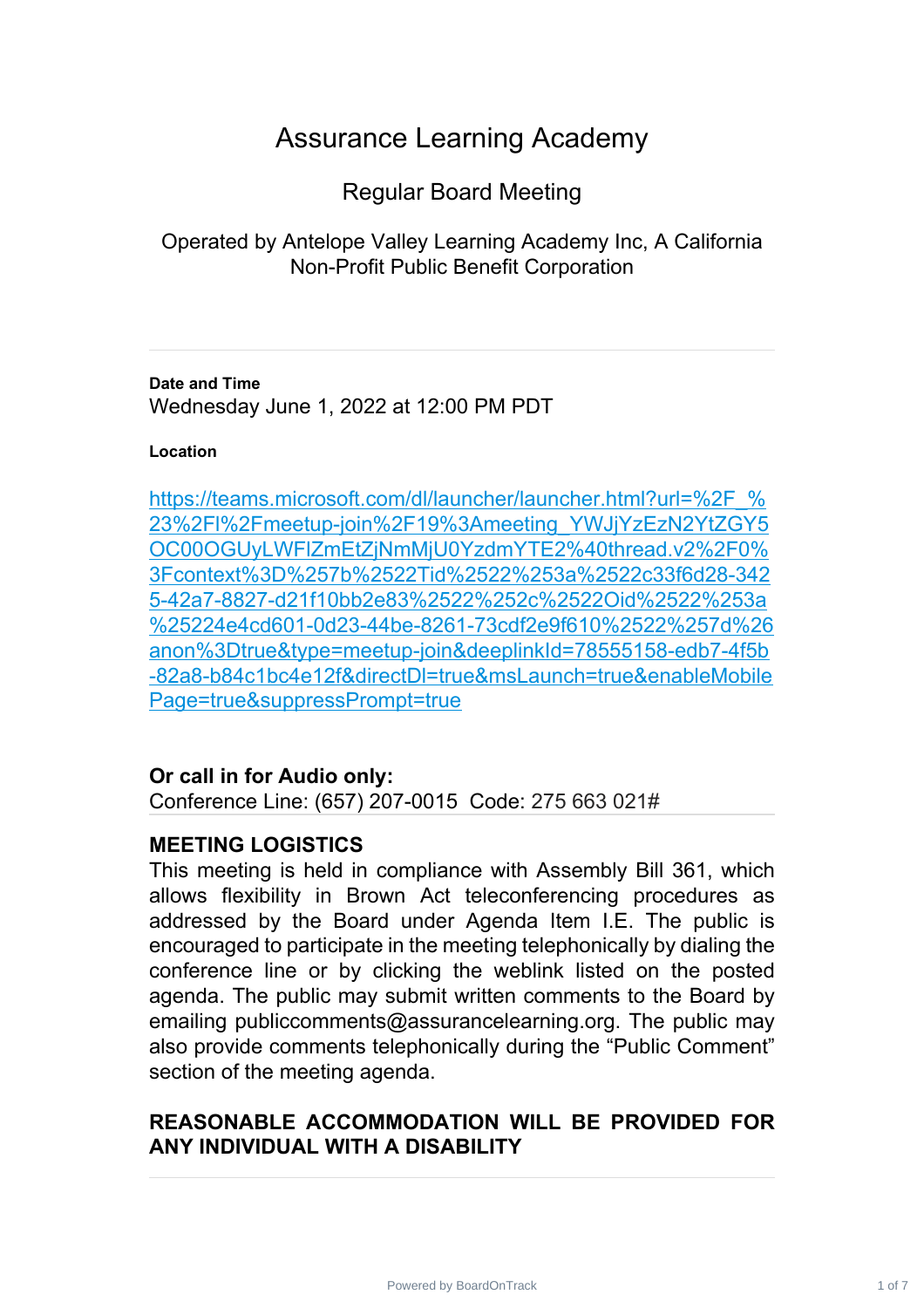# Assurance Learning Academy

## Regular Board Meeting

Operated by Antelope Valley Learning Academy Inc, A California Non-Profit Public Benefit Corporation

---

**Date and Time**

Wednesday June 1, 2022 at 12:00 PM PDT

**Location**

https://teams.microsoft.com/dl/launcher/launcher.html?url=%2F_%23%2Fl%2Fmeetup-join%2F19%3Ameeting_YWJjYzEzN2YtZGY5OC00OGUyLWFlZmEtZjNmMjU0YzdmYTE2%40thread.v2%2F0%3Fcontext%3D%257b%2522Tid%2522%253a%2522c33f6d28-3425-42a7-8827-d21f10bb2e83%2522%252c%2522Oid%2522%253a%25224e4cd601-0d23-44be-8261-73cdf2e9f610%2522%257d%26anon%3Dtrue&type=meetup-join&deeplinkId=78555158-edb7-4f5b-82a8-b84c1bc4e12f&directDl=true&msLaunch=true&enableMobilePage=true&suppressPrompt=true

**Or call in for Audio only:**

Conference Line: (657) 207-0015 Code: 275 663 021#

---

**MEETING LOGISTICS**

This meeting is held in compliance with Assembly Bill 361, which allows flexibility in Brown Act teleconferencing procedures as addressed by the Board under Agenda Item I.E. The public is encouraged to participate in the meeting telephonically by dialing the conference line or by clicking the weblink listed on the posted agenda. The public may submit written comments to the Board by emailing publiccomments@assurancelearning.org. The public may also provide comments telephonically during the "Public Comment" section of the meeting agenda.

**REASONABLE ACCOMMODATION WILL BE PROVIDED FOR ANY INDIVIDUAL WITH A DISABILITY**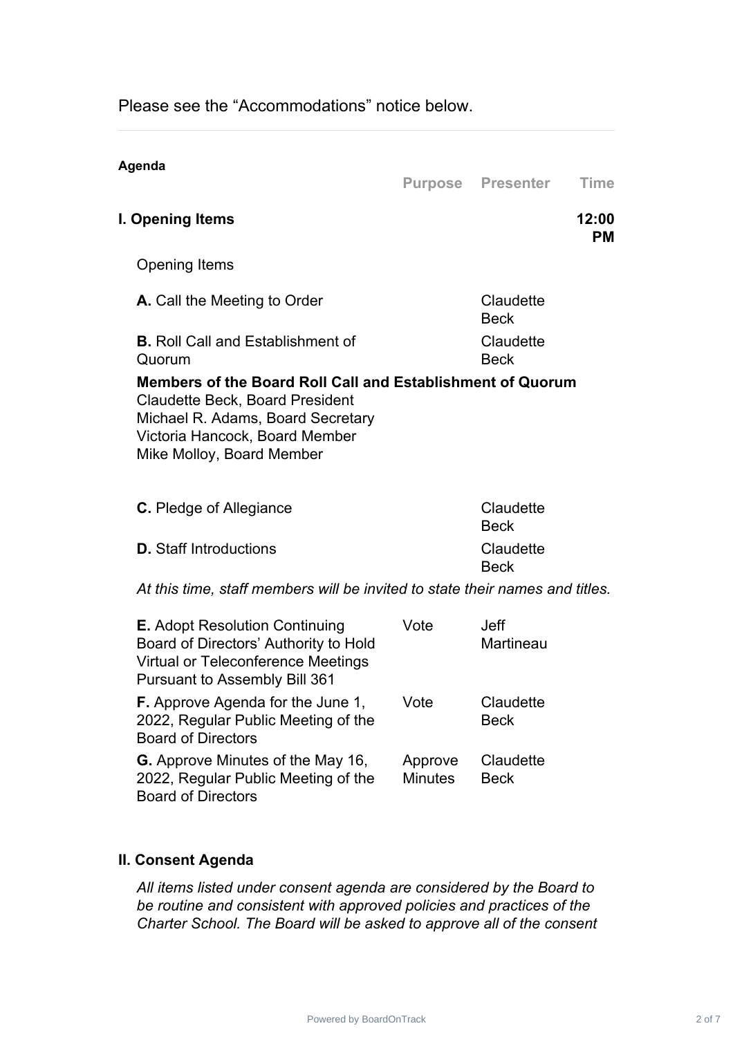Please see the "Accommodations" notice below.

---

**Agenda**

| | Purpose | Presenter | Time |
|---|---|---|---|
| **I. Opening Items** | | | **12:00 PM** |
| Opening Items | | | |
| **A.** Call the Meeting to Order | | Claudette Beck | |
| **B.** Roll Call and Establishment of Quorum | | Claudette Beck | |

**Members of the Board Roll Call and Establishment of Quorum**
Claudette Beck, Board President
Michael R. Adams, Board Secretary
Victoria Hancock, Board Member
Mike Molloy, Board Member

| | Purpose | Presenter | Time |
|---|---|---|---|
| **C.** Pledge of Allegiance | | Claudette Beck | |
| **D.** Staff Introductions | | Claudette Beck | |

*At this time, staff members will be invited to state their names and titles.*

| | Purpose | Presenter | Time |
|---|---|---|---|
| **E.** Adopt Resolution Continuing Board of Directors' Authority to Hold Virtual or Teleconference Meetings Pursuant to Assembly Bill 361 | Vote | Jeff Martineau | |
| **F.** Approve Agenda for the June 1, 2022, Regular Public Meeting of the Board of Directors | Vote | Claudette Beck | |
| **G.** Approve Minutes of the May 16, 2022, Regular Public Meeting of the Board of Directors | Approve Minutes | Claudette Beck | |

**II. Consent Agenda**

*All items listed under consent agenda are considered by the Board to be routine and consistent with approved policies and practices of the Charter School. The Board will be asked to approve all of the consent*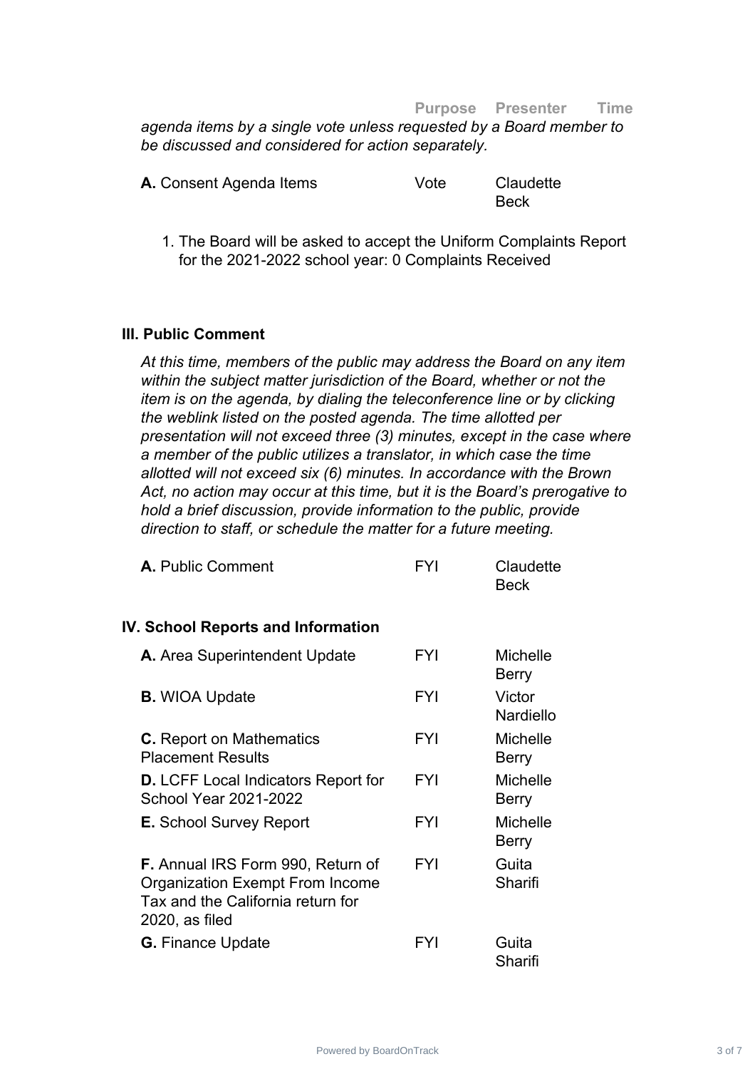| | Purpose | Presenter | Time |
|---|---|---|---|

*agenda items by a single vote unless requested by a Board member to be discussed and considered for action separately.*

| | Purpose | Presenter | Time |
|---|---|---|---|
| **A.** Consent Agenda Items | Vote | Claudette Beck | |

1. The Board will be asked to accept the Uniform Complaints Report for the 2021-2022 school year: 0 Complaints Received

### III. Public Comment

*At this time, members of the public may address the Board on any item within the subject matter jurisdiction of the Board, whether or not the item is on the agenda, by dialing the teleconference line or by clicking the weblink listed on the posted agenda. The time allotted per presentation will not exceed three (3) minutes, except in the case where a member of the public utilizes a translator, in which case the time allotted will not exceed six (6) minutes. In accordance with the Brown Act, no action may occur at this time, but it is the Board's prerogative to hold a brief discussion, provide information to the public, provide direction to staff, or schedule the matter for a future meeting.*

| | Purpose | Presenter | Time |
|---|---|---|---|
| **A.** Public Comment | FYI | Claudette Beck | |

### IV. School Reports and Information

| | Purpose | Presenter | Time |
|---|---|---|---|
| **A.** Area Superintendent Update | FYI | Michelle Berry | |
| **B.** WIOA Update | FYI | Victor Nardiello | |
| **C.** Report on Mathematics Placement Results | FYI | Michelle Berry | |
| **D.** LCFF Local Indicators Report for School Year 2021-2022 | FYI | Michelle Berry | |
| **E.** School Survey Report | FYI | Michelle Berry | |
| **F.** Annual IRS Form 990, Return of Organization Exempt From Income Tax and the California return for 2020, as filed | FYI | Guita Sharifi | |
| **G.** Finance Update | FYI | Guita Sharifi | |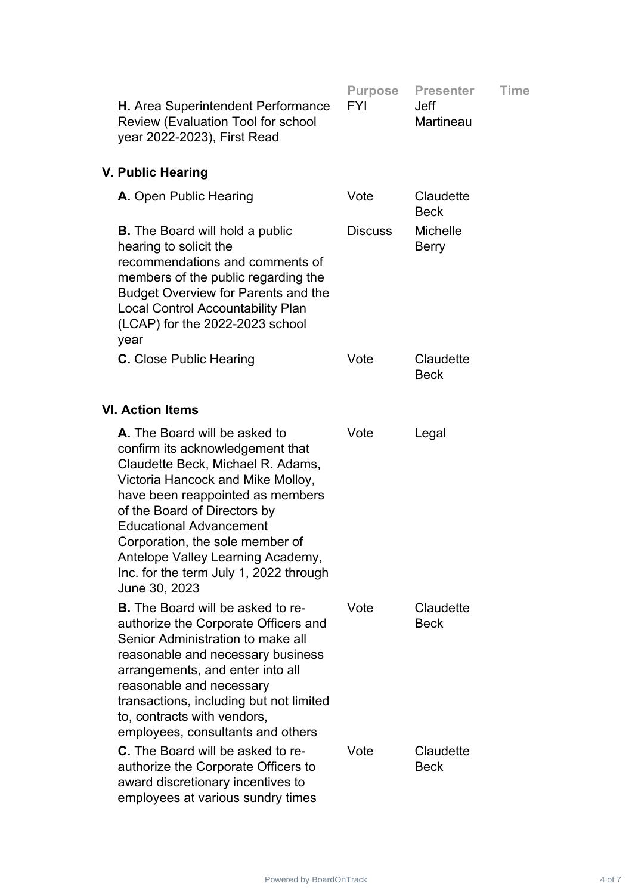| | Purpose | Presenter | Time |
|---|---|---|---|
| **H.** Area Superintendent Performance Review (Evaluation Tool for school year 2022-2023), First Read | FYI | Jeff Martineau | |

**V. Public Hearing**

| | Purpose | Presenter | Time |
|---|---|---|---|
| **A.** Open Public Hearing | Vote | Claudette Beck | |
| **B.** The Board will hold a public hearing to solicit the recommendations and comments of members of the public regarding the Budget Overview for Parents and the Local Control Accountability Plan (LCAP) for the 2022-2023 school year | Discuss | Michelle Berry | |
| **C.** Close Public Hearing | Vote | Claudette Beck | |

**VI. Action Items**

| | Purpose | Presenter | Time |
|---|---|---|---|
| **A.** The Board will be asked to confirm its acknowledgement that Claudette Beck, Michael R. Adams, Victoria Hancock and Mike Molloy, have been reappointed as members of the Board of Directors by Educational Advancement Corporation, the sole member of Antelope Valley Learning Academy, Inc. for the term July 1, 2022 through June 30, 2023 | Vote | Legal | |
| **B.** The Board will be asked to re-authorize the Corporate Officers and Senior Administration to make all reasonable and necessary business arrangements, and enter into all reasonable and necessary transactions, including but not limited to, contracts with vendors, employees, consultants and others | Vote | Claudette Beck | |
| **C.** The Board will be asked to re-authorize the Corporate Officers to award discretionary incentives to employees at various sundry times | Vote | Claudette Beck | |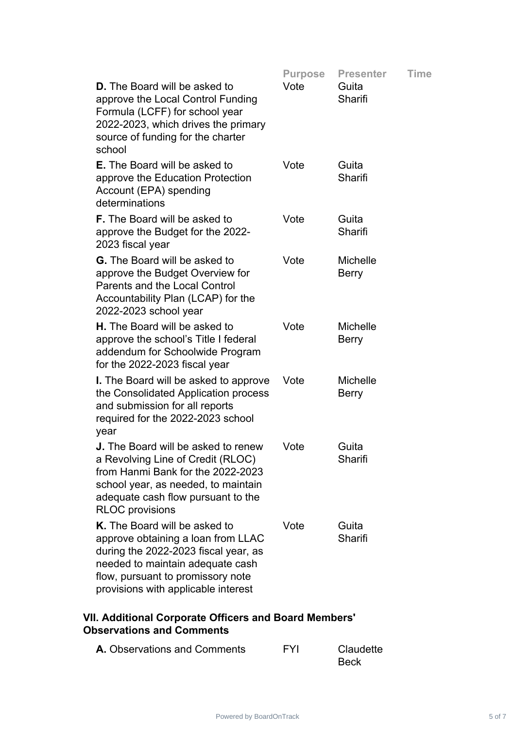| | Purpose | Presenter | Time |
|---|---|---|---|
| **D.** The Board will be asked to approve the Local Control Funding Formula (LCFF) for school year 2022-2023, which drives the primary source of funding for the charter school | Vote | Guita Sharifi | |
| **E.** The Board will be asked to approve the Education Protection Account (EPA) spending determinations | Vote | Guita Sharifi | |
| **F.** The Board will be asked to approve the Budget for the 2022-2023 fiscal year | Vote | Guita Sharifi | |
| **G.** The Board will be asked to approve the Budget Overview for Parents and the Local Control Accountability Plan (LCAP) for the 2022-2023 school year | Vote | Michelle Berry | |
| **H.** The Board will be asked to approve the school's Title I federal addendum for Schoolwide Program for the 2022-2023 fiscal year | Vote | Michelle Berry | |
| **I.** The Board will be asked to approve the Consolidated Application process and submission for all reports required for the 2022-2023 school year | Vote | Michelle Berry | |
| **J.** The Board will be asked to renew a Revolving Line of Credit (RLOC) from Hanmi Bank for the 2022-2023 school year, as needed, to maintain adequate cash flow pursuant to the RLOC provisions | Vote | Guita Sharifi | |
| **K.** The Board will be asked to approve obtaining a loan from LLAC during the 2022-2023 fiscal year, as needed to maintain adequate cash flow, pursuant to promissory note provisions with applicable interest | Vote | Guita Sharifi | |

## VII. Additional Corporate Officers and Board Members' Observations and Comments

| | Purpose | Presenter | Time |
|---|---|---|---|
| **A.** Observations and Comments | FYI | Claudette Beck | |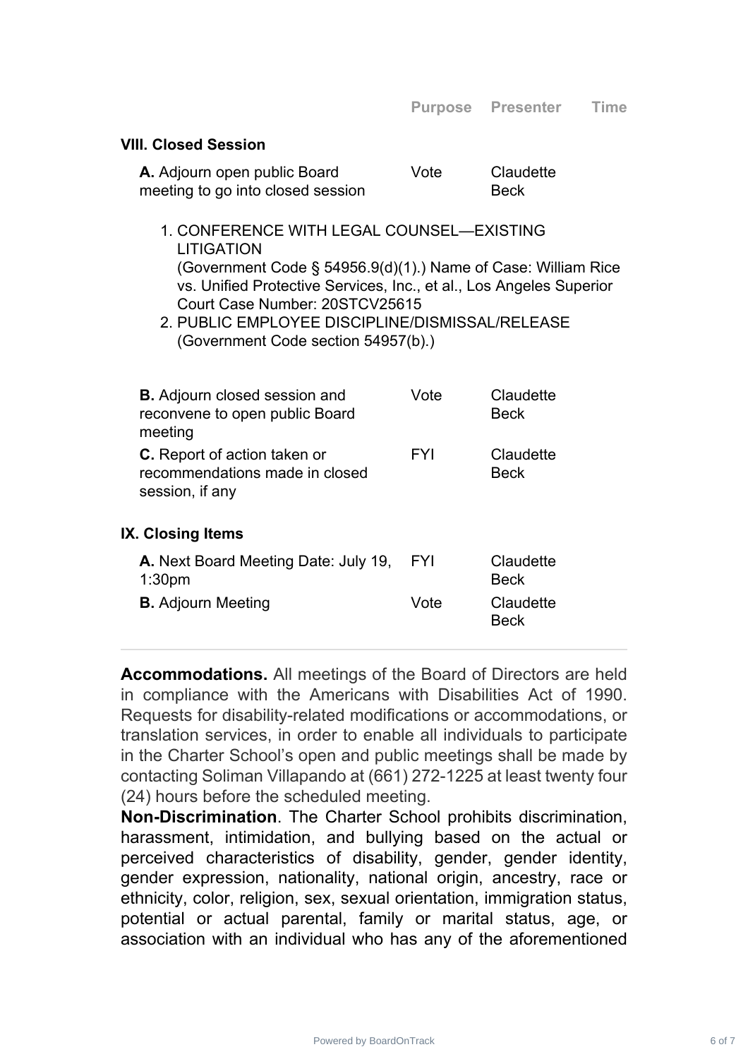| | Purpose | Presenter | Time |
|---|---|---|---|
| **VIII. Closed Session** | | | |
| **A.** Adjourn open public Board meeting to go into closed session | Vote | Claudette Beck | |

1. CONFERENCE WITH LEGAL COUNSEL—EXISTING LITIGATION
   (Government Code § 54956.9(d)(1).) Name of Case: William Rice vs. Unified Protective Services, Inc., et al., Los Angeles Superior Court Case Number: 20STCV25615
2. PUBLIC EMPLOYEE DISCIPLINE/DISMISSAL/RELEASE
   (Government Code section 54957(b).)

| | Purpose | Presenter | Time |
|---|---|---|---|
| **B.** Adjourn closed session and reconvene to open public Board meeting | Vote | Claudette Beck | |
| **C.** Report of action taken or recommendations made in closed session, if any | FYI | Claudette Beck | |
| **IX. Closing Items** | | | |
| **A.** Next Board Meeting Date: July 19, 1:30pm | FYI | Claudette Beck | |
| **B.** Adjourn Meeting | Vote | Claudette Beck | |

---

**Accommodations.** All meetings of the Board of Directors are held in compliance with the Americans with Disabilities Act of 1990. Requests for disability-related modifications or accommodations, or translation services, in order to enable all individuals to participate in the Charter School's open and public meetings shall be made by contacting Soliman Villapando at (661) 272-1225 at least twenty four (24) hours before the scheduled meeting.

**Non-Discrimination**. The Charter School prohibits discrimination, harassment, intimidation, and bullying based on the actual or perceived characteristics of disability, gender, gender identity, gender expression, nationality, national origin, ancestry, race or ethnicity, color, religion, sex, sexual orientation, immigration status, potential or actual parental, family or marital status, age, or association with an individual who has any of the aforementioned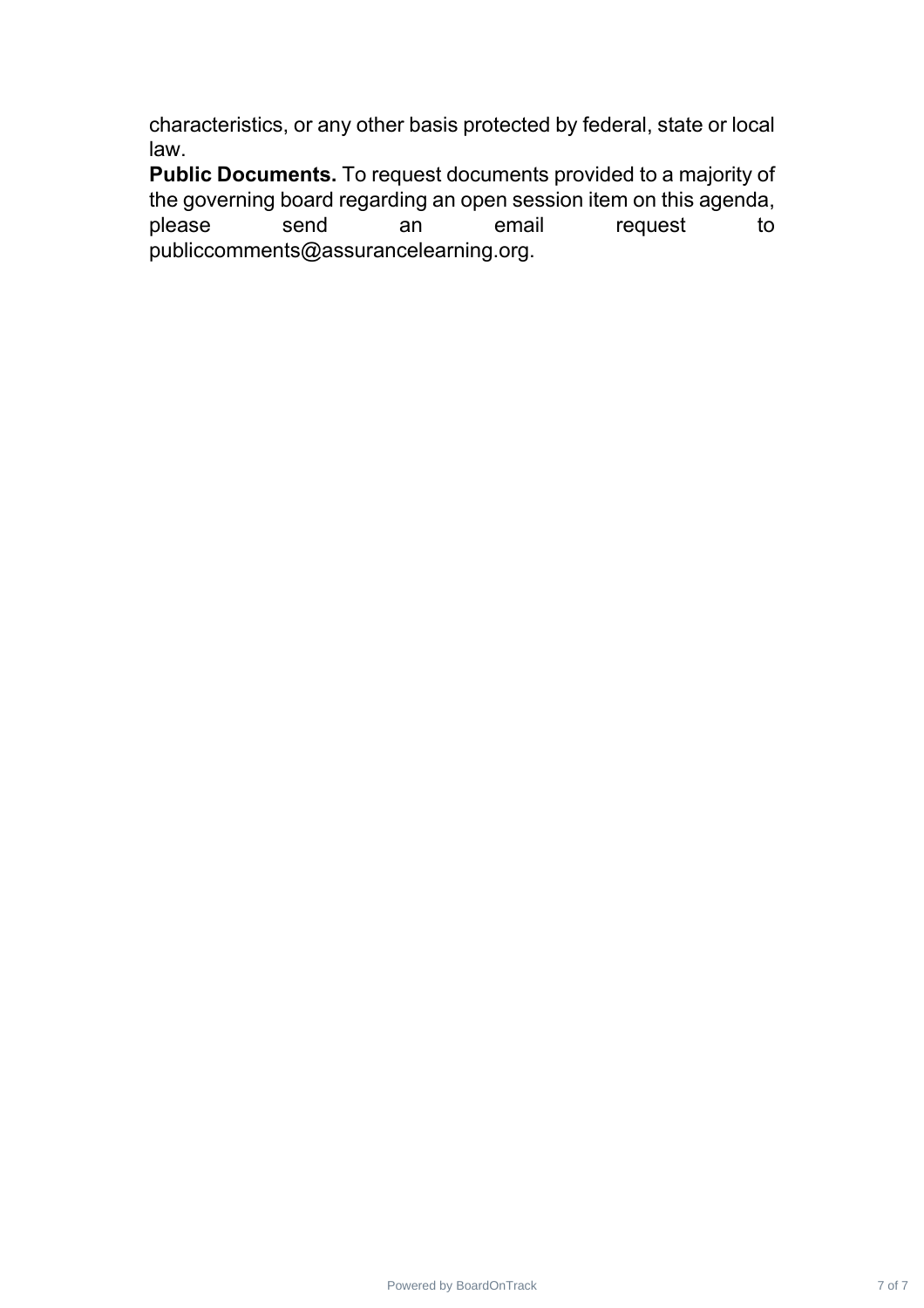characteristics, or any other basis protected by federal, state or local law.

**Public Documents.** To request documents provided to a majority of the governing board regarding an open session item on this agenda, please send an email request to publiccomments@assurancelearning.org.